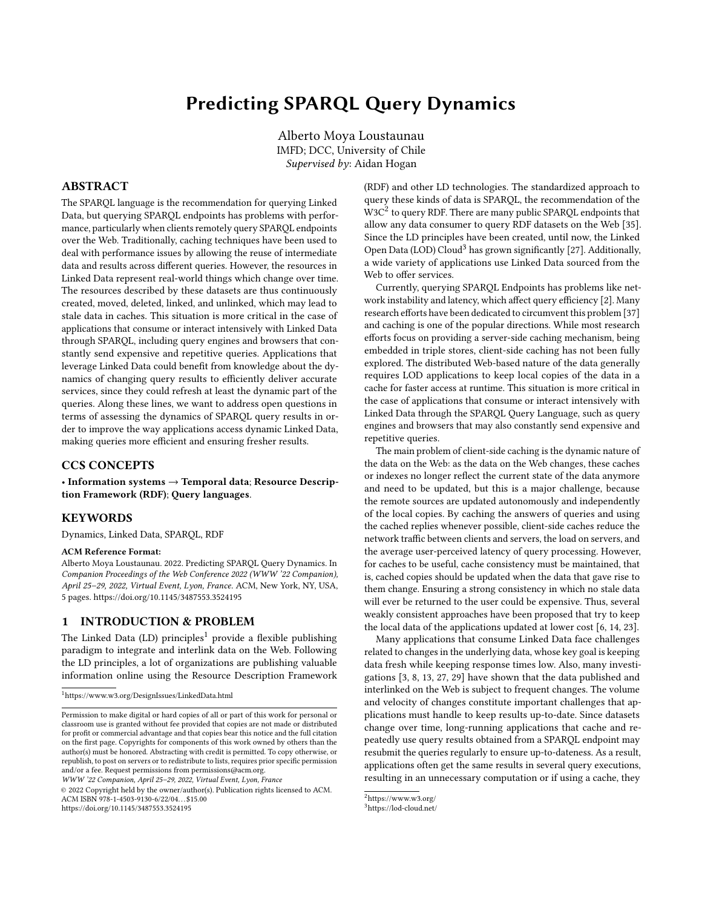# Predicting SPARQL Query Dynamics

Alberto Moya Loustaunau
IMFD; DCC, University of Chile
*Supervised by*: Aidan Hogan

## ABSTRACT

The SPARQL language is the recommendation for querying Linked Data, but querying SPARQL endpoints has problems with performance, particularly when clients remotely query SPARQL endpoints over the Web. Traditionally, caching techniques have been used to deal with performance issues by allowing the reuse of intermediate data and results across different queries. However, the resources in Linked Data represent real-world things which change over time. The resources described by these datasets are thus continuously created, moved, deleted, linked, and unlinked, which may lead to stale data in caches. This situation is more critical in the case of applications that consume or interact intensively with Linked Data through SPARQL, including query engines and browsers that constantly send expensive and repetitive queries. Applications that leverage Linked Data could benefit from knowledge about the dynamics of changing query results to efficiently deliver accurate services, since they could refresh at least the dynamic part of the queries. Along these lines, we want to address open questions in terms of assessing the dynamics of SPARQL query results in order to improve the way applications access dynamic Linked Data, making queries more efficient and ensuring fresher results.

## CCS CONCEPTS

• **Information systems → Temporal data**; **Resource Description Framework (RDF)**; **Query languages**.

## KEYWORDS

Dynamics, Linked Data, SPARQL, RDF

**ACM Reference Format:**
Alberto Moya Loustaunau. 2022. Predicting SPARQL Query Dynamics. In *Companion Proceedings of the Web Conference 2022 (WWW '22 Companion), April 25–29, 2022, Virtual Event, Lyon, France.* ACM, New York, NY, USA, 5 pages. https://doi.org/10.1145/3487553.3524195

## 1 INTRODUCTION & PROBLEM

The Linked Data (LD) principles[1] provide a flexible publishing paradigm to integrate and interlink data on the Web. Following the LD principles, a lot of organizations are publishing valuable information online using the Resource Description Framework (RDF) and other LD technologies. The standardized approach to query these kinds of data is SPARQL, the recommendation of the W3C[2] to query RDF. There are many public SPARQL endpoints that allow any data consumer to query RDF datasets on the Web [35]. Since the LD principles have been created, until now, the Linked Open Data (LOD) Cloud[3] has grown significantly [27]. Additionally, a wide variety of applications use Linked Data sourced from the Web to offer services.

Currently, querying SPARQL Endpoints has problems like network instability and latency, which affect query efficiency [2]. Many research efforts have been dedicated to circumvent this problem [37] and caching is one of the popular directions. While most research efforts focus on providing a server-side caching mechanism, being embedded in triple stores, client-side caching has not been fully explored. The distributed Web-based nature of the data generally requires LOD applications to keep local copies of the data in a cache for faster access at runtime. This situation is more critical in the case of applications that consume or interact intensively with Linked Data through the SPARQL Query Language, such as query engines and browsers that may also constantly send expensive and repetitive queries.

The main problem of client-side caching is the dynamic nature of the data on the Web: as the data on the Web changes, these caches or indexes no longer reflect the current state of the data anymore and need to be updated, but this is a major challenge, because the remote sources are updated autonomously and independently of the local copies. By caching the answers of queries and using the cached replies whenever possible, client-side caches reduce the network traffic between clients and servers, the load on servers, and the average user-perceived latency of query processing. However, for caches to be useful, cache consistency must be maintained, that is, cached copies should be updated when the data that gave rise to them change. Ensuring a strong consistency in which no stale data will ever be returned to the user could be expensive. Thus, several weakly consistent approaches have been proposed that try to keep the local data of the applications updated at lower cost [6, 14, 23].

Many applications that consume Linked Data face challenges related to changes in the underlying data, whose key goal is keeping data fresh while keeping response times low. Also, many investigations [3, 8, 13, 27, 29] have shown that the data published and interlinked on the Web is subject to frequent changes. The volume and velocity of changes constitute important challenges that applications must handle to keep results up-to-date. Since datasets change over time, long-running applications that cache and repeatedly use query results obtained from a SPARQL endpoint may resubmit the queries regularly to ensure up-to-dateness. As a result, applications often get the same results in several query executions, resulting in an unnecessary computation or if using a cache, they

[1] https://www.w3.org/DesignIssues/LinkedData.html

[2] https://www.w3.org/

[3] https://lod-cloud.net/

Permission to make digital or hard copies of all or part of this work for personal or classroom use is granted without fee provided that copies are not made or distributed for profit or commercial advantage and that copies bear this notice and the full citation on the first page. Copyrights for components of this work owned by others than the author(s) must be honored. Abstracting with credit is permitted. To copy otherwise, or republish, to post on servers or to redistribute to lists, requires prior specific permission and/or a fee. Request permissions from permissions@acm.org.
*WWW '22 Companion, April 25–29, 2022, Virtual Event, Lyon, France*
© 2022 Copyright held by the owner/author(s). Publication rights licensed to ACM.
ACM ISBN 978-1-4503-9130-6/22/04...$15.00
https://doi.org/10.1145/3487553.3524195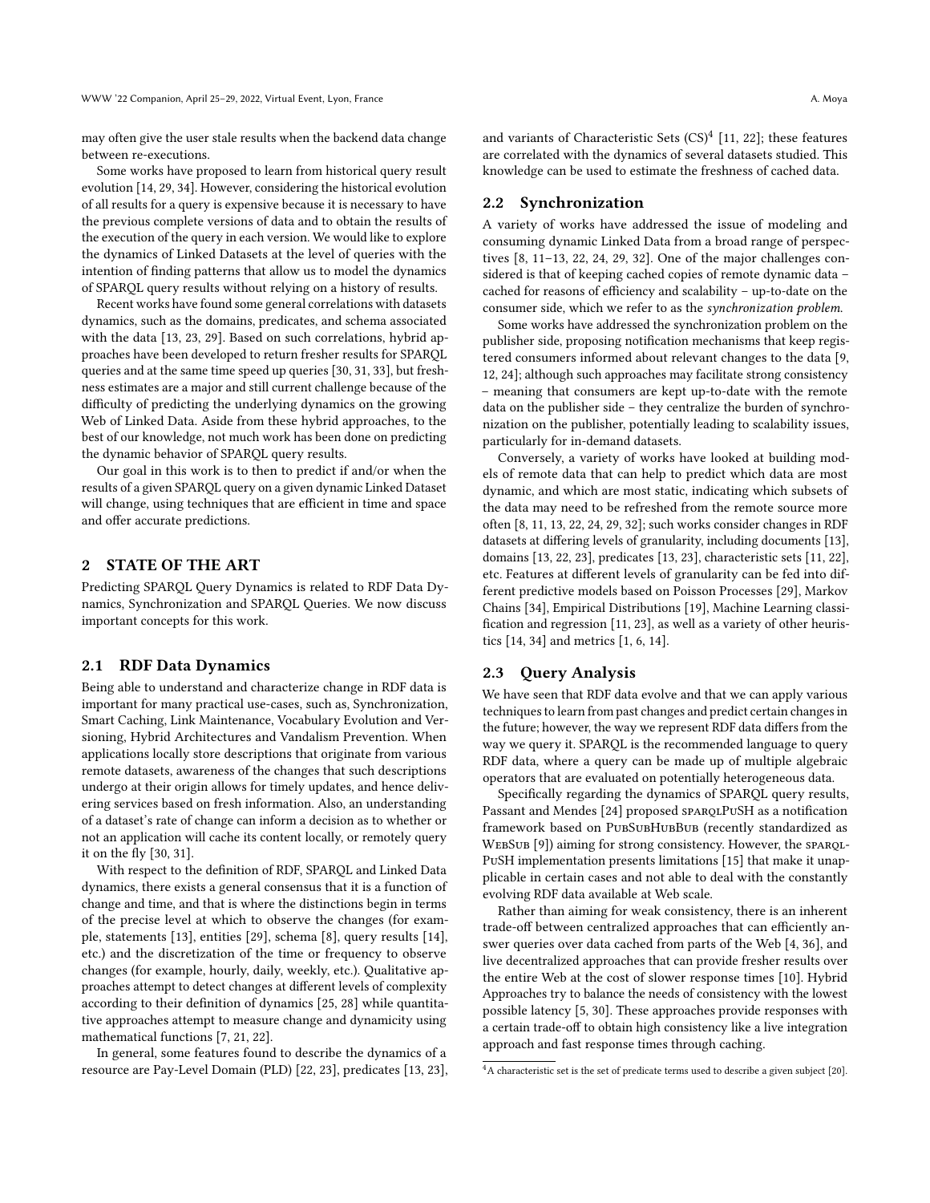may often give the user stale results when the backend data change between re-executions.

Some works have proposed to learn from historical query result evolution [14, 29, 34]. However, considering the historical evolution of all results for a query is expensive because it is necessary to have the previous complete versions of data and to obtain the results of the execution of the query in each version. We would like to explore the dynamics of Linked Datasets at the level of queries with the intention of finding patterns that allow us to model the dynamics of SPARQL query results without relying on a history of results.

Recent works have found some general correlations with datasets dynamics, such as the domains, predicates, and schema associated with the data [13, 23, 29]. Based on such correlations, hybrid approaches have been developed to return fresher results for SPARQL queries and at the same time speed up queries [30, 31, 33], but freshness estimates are a major and still current challenge because of the difficulty of predicting the underlying dynamics on the growing Web of Linked Data. Aside from these hybrid approaches, to the best of our knowledge, not much work has been done on predicting the dynamic behavior of SPARQL query results.

Our goal in this work is to then to predict if and/or when the results of a given SPARQL query on a given dynamic Linked Dataset will change, using techniques that are efficient in time and space and offer accurate predictions.

## 2 STATE OF THE ART

Predicting SPARQL Query Dynamics is related to RDF Data Dynamics, Synchronization and SPARQL Queries. We now discuss important concepts for this work.

### 2.1 RDF Data Dynamics

Being able to understand and characterize change in RDF data is important for many practical use-cases, such as, Synchronization, Smart Caching, Link Maintenance, Vocabulary Evolution and Versioning, Hybrid Architectures and Vandalism Prevention. When applications locally store descriptions that originate from various remote datasets, awareness of the changes that such descriptions undergo at their origin allows for timely updates, and hence delivering services based on fresh information. Also, an understanding of a dataset's rate of change can inform a decision as to whether or not an application will cache its content locally, or remotely query it on the fly [30, 31].

With respect to the definition of RDF, SPARQL and Linked Data dynamics, there exists a general consensus that it is a function of change and time, and that is where the distinctions begin in terms of the precise level at which to observe the changes (for example, statements [13], entities [29], schema [8], query results [14], etc.) and the discretization of the time or frequency to observe changes (for example, hourly, daily, weekly, etc.). Qualitative approaches attempt to detect changes at different levels of complexity according to their definition of dynamics [25, 28] while quantitative approaches attempt to measure change and dynamicity using mathematical functions [7, 21, 22].

In general, some features found to describe the dynamics of a resource are Pay-Level Domain (PLD) [22, 23], predicates [13, 23], and variants of Characteristic Sets (CS)[4] [11, 22]; these features are correlated with the dynamics of several datasets studied. This knowledge can be used to estimate the freshness of cached data.

### 2.2 Synchronization

A variety of works have addressed the issue of modeling and consuming dynamic Linked Data from a broad range of perspectives [8, 11–13, 22, 24, 29, 32]. One of the major challenges considered is that of keeping cached copies of remote dynamic data – cached for reasons of efficiency and scalability – up-to-date on the consumer side, which we refer to as the *synchronization problem*.

Some works have addressed the synchronization problem on the publisher side, proposing notification mechanisms that keep registered consumers informed about relevant changes to the data [9, 12, 24]; although such approaches may facilitate strong consistency – meaning that consumers are kept up-to-date with the remote data on the publisher side – they centralize the burden of synchronization on the publisher, potentially leading to scalability issues, particularly for in-demand datasets.

Conversely, a variety of works have looked at building models of remote data that can help to predict which data are most dynamic, and which are most static, indicating which subsets of the data may need to be refreshed from the remote source more often [8, 11, 13, 22, 24, 29, 32]; such works consider changes in RDF datasets at differing levels of granularity, including documents [13], domains [13, 22, 23], predicates [13, 23], characteristic sets [11, 22], etc. Features at different levels of granularity can be fed into different predictive models based on Poisson Processes [29], Markov Chains [34], Empirical Distributions [19], Machine Learning classification and regression [11, 23], as well as a variety of other heuristics [14, 34] and metrics [1, 6, 14].

### 2.3 Query Analysis

We have seen that RDF data evolve and that we can apply various techniques to learn from past changes and predict certain changes in the future; however, the way we represent RDF data differs from the way we query it. SPARQL is the recommended language to query RDF data, where a query can be made up of multiple algebraic operators that are evaluated on potentially heterogeneous data.

Specifically regarding the dynamics of SPARQL query results, Passant and Mendes [24] proposed SPARQLPUSH as a notification framework based on PUBSUBHUBBUB (recently standardized as WEBSUB [9]) aiming for strong consistency. However, the SPARQLPUSH implementation presents limitations [15] that make it unapplicable in certain cases and not able to deal with the constantly evolving RDF data available at Web scale.

Rather than aiming for weak consistency, there is an inherent trade-off between centralized approaches that can efficiently answer queries over data cached from parts of the Web [4, 36], and live decentralized approaches that can provide fresher results over the entire Web at the cost of slower response times [10]. Hybrid Approaches try to balance the needs of consistency with the lowest possible latency [5, 30]. These approaches provide responses with a certain trade-off to obtain high consistency like a live integration approach and fast response times through caching.

[4] A characteristic set is the set of predicate terms used to describe a given subject [20].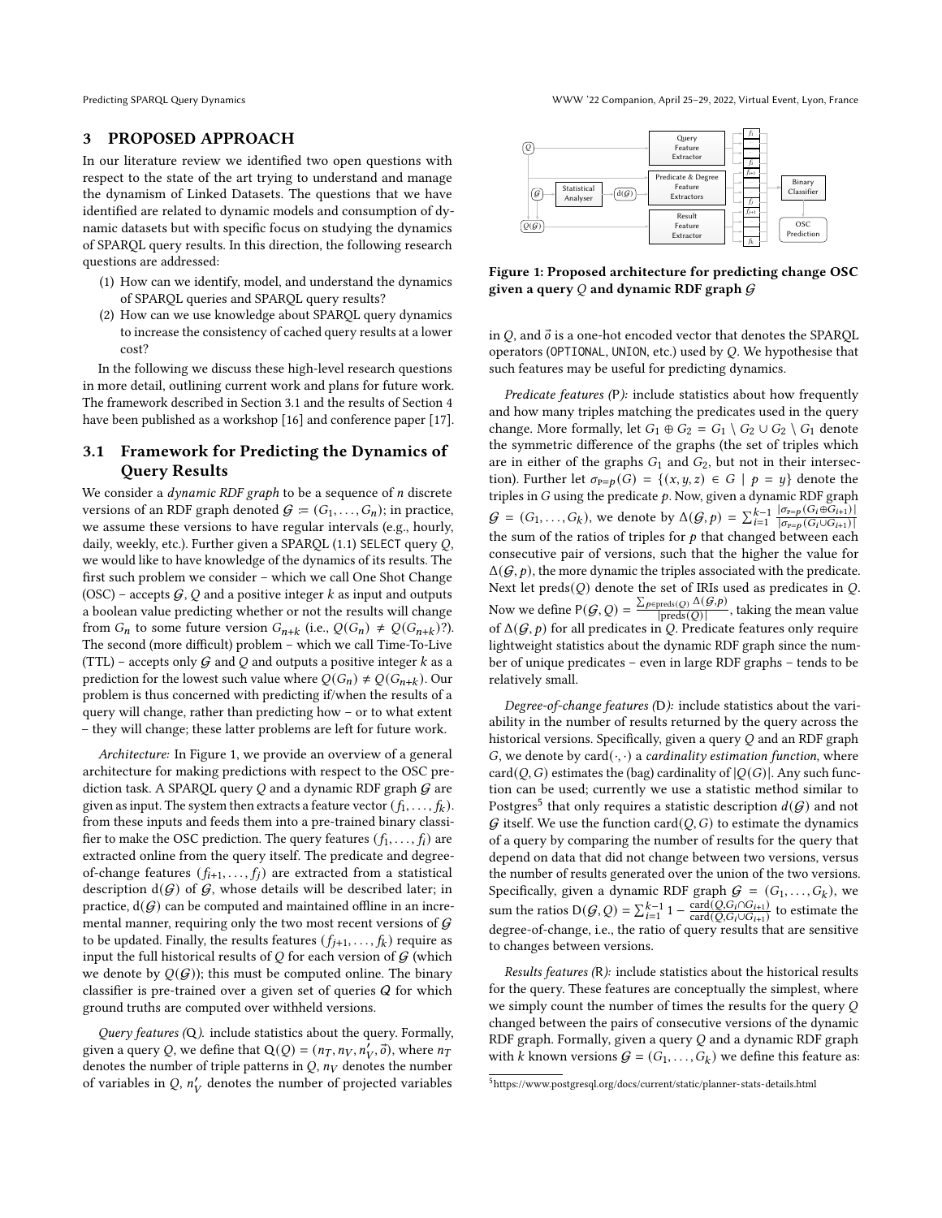## 3 PROPOSED APPROACH

In our literature review we identified two open questions with respect to the state of the art trying to understand and manage the dynamism of Linked Datasets. The questions that we have identified are related to dynamic models and consumption of dynamic datasets but with specific focus on studying the dynamics of SPARQL query results. In this direction, the following research questions are addressed:

1. How can we identify, model, and understand the dynamics of SPARQL queries and SPARQL query results?
2. How can we use knowledge about SPARQL query dynamics to increase the consistency of cached query results at a lower cost?

In the following we discuss these high-level research questions in more detail, outlining current work and plans for future work. The framework described in Section 3.1 and the results of Section 4 have been published as a workshop [16] and conference paper [17].

### 3.1 Framework for Predicting the Dynamics of Query Results

We consider a *dynamic RDF graph* to be a sequence of $n$ discrete versions of an RDF graph denoted $\mathcal{G} := (G_1, \ldots, G_n)$; in practice, we assume these versions to have regular intervals (e.g., hourly, daily, weekly, etc.). Further given a SPARQL (1.1) SELECT query $Q$, we would like to have knowledge of the dynamics of its results. The first such problem we consider – which we call One Shot Change (OSC) – accepts $\mathcal{G}$, $Q$ and a positive integer $k$ as input and outputs a boolean value predicting whether or not the results will change from $G_n$ to some future version $G_{n+k}$ (i.e., $Q(G_n) \neq Q(G_{n+k})$?). The second (more difficult) problem – which we call Time-To-Live (TTL) – accepts only $\mathcal{G}$ and $Q$ and outputs a positive integer $k$ as a prediction for the lowest such value where $Q(G_n) \neq Q(G_{n+k})$. Our problem is thus concerned with predicting if/when the results of a query will change, rather than predicting how – or to what extent – they will change; these latter problems are left for future work.

*Architecture:* In Figure 1, we provide an overview of a general architecture for making predictions with respect to the OSC prediction task. A SPARQL query $Q$ and a dynamic RDF graph $\mathcal{G}$ are given as input. The system then extracts a feature vector $(f_1, \ldots, f_k)$. from these inputs and feeds them into a pre-trained binary classifier to make the OSC prediction. The query features $(f_1, \ldots, f_i)$ are extracted online from the query itself. The predicate and degree-of-change features $(f_{i+1}, \ldots, f_j)$ are extracted from a statistical description $d(\mathcal{G})$ of $\mathcal{G}$, whose details will be described later; in practice, $d(\mathcal{G})$ can be computed and maintained offline in an incremental manner, requiring only the two most recent versions of $\mathcal{G}$ to be updated. Finally, the results features $(f_{j+1}, \ldots, f_k)$ require as input the full historical results of $Q$ for each version of $\mathcal{G}$ (which we denote by $Q(\mathcal{G})$); this must be computed online. The binary classifier is pre-trained over a given set of queries $\mathcal{Q}$ for which ground truths are computed over withheld versions.

*Query features* (Q). include statistics about the query. Formally, given a query $Q$, we define that $\mathrm{Q}(Q) = (n_T, n_V, n'_V, \vec{o})$, where $n_T$ denotes the number of triple patterns in $Q$, $n_V$ denotes the number of variables in $Q$, $n'_V$ denotes the number of projected variables in $Q$, and $\vec{o}$ is a one-hot encoded vector that denotes the SPARQL operators (OPTIONAL, UNION, etc.) used by $Q$. We hypothesise that such features may be useful for predicting dynamics.

Q
G → Statistical Analyser → d(G)
Q(G)
Query Feature Extractor
Predicate & Degree Feature Extractors
Result Feature Extractor
$f_1$
$f_i$
$f_{i+1}$
$f_j$
$f_{j+1}$
$f_k$
Binary Classifier
OSC Prediction

**Figure 1: Proposed architecture for predicting change OSC given a query $Q$ and dynamic RDF graph $\mathcal{G}$**

*Predicate features* (P)*:* include statistics about how frequently and how many triples matching the predicates used in the query change. More formally, let $G_1 \oplus G_2 = G_1 \setminus G_2 \cup G_2 \setminus G_1$ denote the symmetric difference of the graphs (the set of triples which are in either of the graphs $G_1$ and $G_2$, but not in their intersection). Further let $\sigma_{\mathsf{P}=p}(G) = \{(x, y, z) \in G \mid p = y\}$ denote the triples in $G$ using the predicate $p$. Now, given a dynamic RDF graph $\mathcal{G} = (G_1, \ldots, G_k)$, we denote by $\Delta(\mathcal{G}, p) = \sum_{i=1}^{k-1} \frac{|\sigma_{\mathsf{P}=p}(G_i \oplus G_{i+1})|}{|\sigma_{\mathsf{P}=p}(G_i \cup G_{i+1})|}$ the sum of the ratios of triples for $p$ that changed between each consecutive pair of versions, such that the higher the value for $\Delta(\mathcal{G}, p)$, the more dynamic the triples associated with the predicate. Next let $\mathrm{preds}(Q)$ denote the set of IRIs used as predicates in $Q$. Now we define $\mathrm{P}(\mathcal{G}, Q) = \frac{\sum_{p \in \mathrm{preds}(Q)} \Delta(\mathcal{G}, p)}{|\mathrm{preds}(Q)|}$, taking the mean value of $\Delta(\mathcal{G}, p)$ for all predicates in $Q$. Predicate features only require lightweight statistics about the dynamic RDF graph since the number of unique predicates – even in large RDF graphs – tends to be relatively small.

*Degree-of-change features* (D)*:* include statistics about the variability in the number of results returned by the query across the historical versions. Specifically, given a query $Q$ and an RDF graph $G$, we denote by $\mathrm{card}(\cdot, \cdot)$ a *cardinality estimation function*, where $\mathrm{card}(Q, G)$ estimates the (bag) cardinality of $|Q(G)|$. Any such function can be used; currently we use a statistic method similar to Postgres[5] that only requires a statistic description $d(\mathcal{G})$ and not $\mathcal{G}$ itself. We use the function $\mathrm{card}(Q, G)$ to estimate the dynamics of a query by comparing the number of results for the query that depend on data that did not change between two versions, versus the number of results generated over the union of the two versions. Specifically, given a dynamic RDF graph $\mathcal{G} = (G_1, \ldots, G_k)$, we sum the ratios $\mathrm{D}(\mathcal{G}, Q) = \sum_{i=1}^{k-1} 1 - \frac{\mathrm{card}(Q, G_i \cap G_{i+1})}{\mathrm{card}(Q, G_i \cup G_{i+1})}$ to estimate the degree-of-change, i.e., the ratio of query results that are sensitive to changes between versions.

*Results features* (R)*:* include statistics about the historical results for the query. These features are conceptually the simplest, where we simply count the number of times the results for the query $Q$ changed between the pairs of consecutive versions of the dynamic RDF graph. Formally, given a query $Q$ and a dynamic RDF graph with $k$ known versions $\mathcal{G} = (G_1, \ldots, G_k)$ we define this feature as:

[5] https://www.postgresql.org/docs/current/static/planner-stats-details.html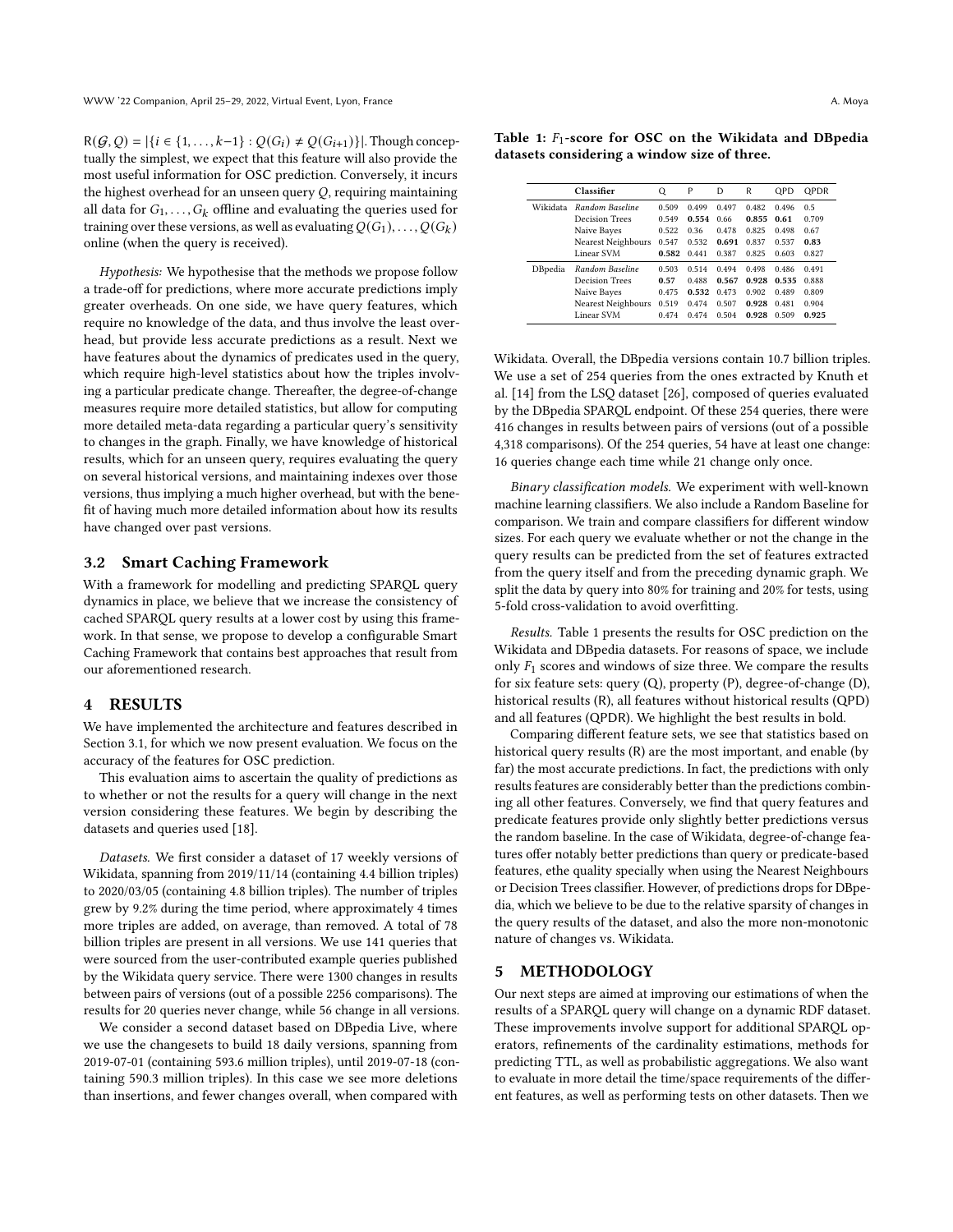$R(\mathcal{G}, Q) = |\{i \in \{1, \ldots, k-1\} : Q(G_i) \neq Q(G_{i+1})\}|$. Though conceptually the simplest, we expect that this feature will also provide the most useful information for OSC prediction. Conversely, it incurs the highest overhead for an unseen query $Q$, requiring maintaining all data for $G_1, \ldots, G_k$ offline and evaluating the queries used for training over these versions, as well as evaluating $Q(G_1), \ldots, Q(G_k)$ online (when the query is received).

*Hypothesis:* We hypothesise that the methods we propose follow a trade-off for predictions, where more accurate predictions imply greater overheads. On one side, we have query features, which require no knowledge of the data, and thus involve the least overhead, but provide less accurate predictions as a result. Next we have features about the dynamics of predicates used in the query, which require high-level statistics about how the triples involving a particular predicate change. Thereafter, the degree-of-change measures require more detailed statistics, but allow for computing more detailed meta-data regarding a particular query's sensitivity to changes in the graph. Finally, we have knowledge of historical results, which for an unseen query, requires evaluating the query on several historical versions, and maintaining indexes over those versions, thus implying a much higher overhead, but with the benefit of having much more detailed information about how its results have changed over past versions.

## 3.2 Smart Caching Framework

With a framework for modelling and predicting SPARQL query dynamics in place, we believe that we increase the consistency of cached SPARQL query results at a lower cost by using this framework. In that sense, we propose to develop a configurable Smart Caching Framework that contains best approaches that result from our aforementioned research.

# 4 RESULTS

We have implemented the architecture and features described in Section 3.1, for which we now present evaluation. We focus on the accuracy of the features for OSC prediction.

This evaluation aims to ascertain the quality of predictions as to whether or not the results for a query will change in the next version considering these features. We begin by describing the datasets and queries used [18].

*Datasets.* We first consider a dataset of 17 weekly versions of Wikidata, spanning from 2019/11/14 (containing 4.4 billion triples) to 2020/03/05 (containing 4.8 billion triples). The number of triples grew by 9.2% during the time period, where approximately 4 times more triples are added, on average, than removed. A total of 78 billion triples are present in all versions. We use 141 queries that were sourced from the user-contributed example queries published by the Wikidata query service. There were 1300 changes in results between pairs of versions (out of a possible 2256 comparisons). The results for 20 queries never change, while 56 change in all versions.

We consider a second dataset based on DBpedia Live, where we use the changesets to build 18 daily versions, spanning from 2019-07-01 (containing 593.6 million triples), until 2019-07-18 (containing 590.3 million triples). In this case we see more deletions than insertions, and fewer changes overall, when compared with Wikidata. Overall, the DBpedia versions contain 10.7 billion triples. We use a set of 254 queries from the ones extracted by Knuth et al. [14] from the LSQ dataset [26], composed of queries evaluated by the DBpedia SPARQL endpoint. Of these 254 queries, there were 416 changes in results between pairs of versions (out of a possible 4,318 comparisons). Of the 254 queries, 54 have at least one change: 16 queries change each time while 21 change only once.

**Table 1: $F_1$-score for OSC on the Wikidata and DBpedia datasets considering a window size of three.**

| | Classifier | Q | P | D | R | QPD | QPDR |
|---|---|---|---|---|---|---|---|
| Wikidata | *Random Baseline* | 0.509 | 0.499 | 0.497 | 0.482 | 0.496 | 0.5 |
| | Decision Trees | 0.549 | **0.554** | 0.66 | **0.855** | **0.61** | 0.709 |
| | Naive Bayes | 0.522 | 0.36 | 0.478 | 0.825 | 0.498 | 0.67 |
| | Nearest Neighbours | 0.547 | 0.532 | **0.691** | 0.837 | 0.537 | **0.83** |
| | Linear SVM | **0.582** | 0.441 | 0.387 | 0.825 | 0.603 | 0.827 |
| DBpedia | *Random Baseline* | 0.503 | 0.514 | 0.494 | 0.498 | 0.486 | 0.491 |
| | Decision Trees | **0.57** | 0.488 | **0.567** | **0.928** | **0.535** | 0.888 |
| | Naive Bayes | 0.475 | **0.532** | 0.473 | 0.902 | 0.489 | 0.809 |
| | Nearest Neighbours | 0.519 | 0.474 | 0.507 | **0.928** | 0.481 | 0.904 |
| | Linear SVM | 0.474 | 0.474 | 0.504 | **0.928** | 0.509 | **0.925** |

*Binary classification models.* We experiment with well-known machine learning classifiers. We also include a Random Baseline for comparison. We train and compare classifiers for different window sizes. For each query we evaluate whether or not the change in the query results can be predicted from the set of features extracted from the query itself and from the preceding dynamic graph. We split the data by query into 80% for training and 20% for tests, using 5-fold cross-validation to avoid overfitting.

*Results.* Table 1 presents the results for OSC prediction on the Wikidata and DBpedia datasets. For reasons of space, we include only $F_1$ scores and windows of size three. We compare the results for six feature sets: query (Q), property (P), degree-of-change (D), historical results (R), all features without historical results (QPD) and all features (QPDR). We highlight the best results in bold.

Comparing different feature sets, we see that statistics based on historical query results (R) are the most important, and enable (by far) the most accurate predictions. In fact, the predictions with only results features are considerably better than the predictions combining all other features. Conversely, we find that query features and predicate features provide only slightly better predictions versus the random baseline. In the case of Wikidata, degree-of-change features offer notably better predictions than query or predicate-based features, ethe quality specially when using the Nearest Neighbours or Decision Trees classifier. However, of predictions drops for DBpedia, which we believe to be due to the relative sparsity of changes in the query results of the dataset, and also the more non-monotonic nature of changes vs. Wikidata.

# 5 METHODOLOGY

Our next steps are aimed at improving our estimations of when the results of a SPARQL query will change on a dynamic RDF dataset. These improvements involve support for additional SPARQL operators, refinements of the cardinality estimations, methods for predicting TTL, as well as probabilistic aggregations. We also want to evaluate in more detail the time/space requirements of the different features, as well as performing tests on other datasets. Then we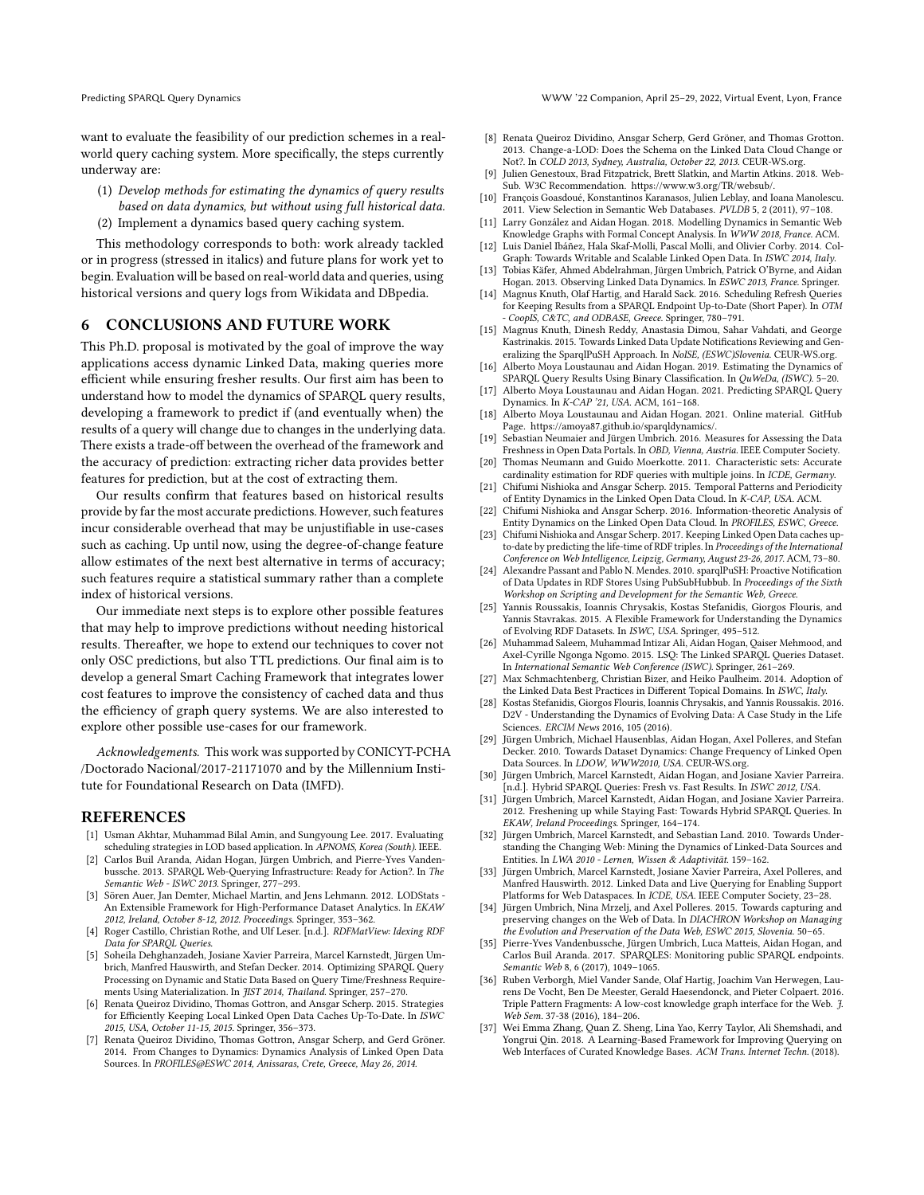want to evaluate the feasibility of our prediction schemes in a real-world query caching system. More specifically, the steps currently underway are:

1. *Develop methods for estimating the dynamics of query results based on data dynamics, but without using full historical data.*
2. Implement a dynamics based query caching system.

This methodology corresponds to both: work already tackled or in progress (stressed in italics) and future plans for work yet to begin. Evaluation will be based on real-world data and queries, using historical versions and query logs from Wikidata and DBpedia.

## 6 CONCLUSIONS AND FUTURE WORK

This Ph.D. proposal is motivated by the goal of improve the way applications access dynamic Linked Data, making queries more efficient while ensuring fresher results. Our first aim has been to understand how to model the dynamics of SPARQL query results, developing a framework to predict if (and eventually when) the results of a query will change due to changes in the underlying data. There exists a trade-off between the overhead of the framework and the accuracy of prediction: extracting richer data provides better features for prediction, but at the cost of extracting them.

Our results confirm that features based on historical results provide by far the most accurate predictions. However, such features incur considerable overhead that may be unjustifiable in use-cases such as caching. Up until now, using the degree-of-change feature allow estimates of the next best alternative in terms of accuracy; such features require a statistical summary rather than a complete index of historical versions.

Our immediate next steps is to explore other possible features that may help to improve predictions without needing historical results. Thereafter, we hope to extend our techniques to cover not only OSC predictions, but also TTL predictions. Our final aim is to develop a general Smart Caching Framework that integrates lower cost features to improve the consistency of cached data and thus the efficiency of graph query systems. We are also interested to explore other possible use-cases for our framework.

*Acknowledgements.* This work was supported by CONICYT-PCHA /Doctorado Nacional/2017-21171070 and by the Millennium Institute for Foundational Research on Data (IMFD).

## REFERENCES

[1] Usman Akhtar, Muhammad Bilal Amin, and Sungyoung Lee. 2017. Evaluating scheduling strategies in LOD based application. In *APNOMS, Korea (South)*. IEEE.

[2] Carlos Buil Aranda, Aidan Hogan, Jürgen Umbrich, and Pierre-Yves Vandenbussche. 2013. SPARQL Web-Querying Infrastructure: Ready for Action?. In *The Semantic Web - ISWC 2013*. Springer, 277–293.

[3] Sören Auer, Jan Demter, Michael Martin, and Jens Lehmann. 2012. LODStats - An Extensible Framework for High-Performance Dataset Analytics. In *EKAW 2012, Ireland, October 8-12, 2012. Proceedings*. Springer, 353–362.

[4] Roger Castillo, Christian Rothe, and Ulf Leser. [n.d.]. *RDFMatView: Idexing RDF Data for SPARQL Queries*.

[5] Soheila Dehghanzadeh, Josiane Xavier Parreira, Marcel Karnstedt, Jürgen Umbrich, Manfred Hauswirth, and Stefan Decker. 2014. Optimizing SPARQL Query Processing on Dynamic and Static Data Based on Query Time/Freshness Requirements Using Materialization. In *JIST 2014, Thailand*. Springer, 257–270.

[6] Renata Queiroz Dividino, Thomas Gottron, and Ansgar Scherp. 2015. Strategies for Efficiently Keeping Local Linked Open Data Caches Up-To-Date. In *ISWC 2015, USA, October 11-15, 2015*. Springer, 356–373.

[7] Renata Queiroz Dividino, Thomas Gottron, Ansgar Scherp, and Gerd Gröner. 2014. From Changes to Dynamics: Dynamics Analysis of Linked Open Data Sources. In *PROFILES@ESWC 2014, Anissaras, Crete, Greece, May 26, 2014*.

[8] Renata Queiroz Dividino, Ansgar Scherp, Gerd Gröner, and Thomas Grotton. 2013. Change-a-LOD: Does the Schema on the Linked Data Cloud Change or Not?. In *COLD 2013, Sydney, Australia, October 22, 2013*. CEUR-WS.org.

[9] Julien Genestoux, Brad Fitzpatrick, Brett Slatkin, and Martin Atkins. 2018. WebSub. W3C Recommendation. https://www.w3.org/TR/websub/.

[10] François Goasdoué, Konstantinos Karanasos, Julien Leblay, and Ioana Manolescu. 2011. View Selection in Semantic Web Databases. *PVLDB* 5, 2 (2011), 97–108.

[11] Larry González and Aidan Hogan. 2018. Modelling Dynamics in Semantic Web Knowledge Graphs with Formal Concept Analysis. In *WWW 2018, France*. ACM.

[12] Luis Daniel Ibáñez, Hala Skaf-Molli, Pascal Molli, and Olivier Corby. 2014. Col-Graph: Towards Writable and Scalable Linked Open Data. In *ISWC 2014, Italy*.

[13] Tobias Käfer, Ahmed Abdelrahman, Jürgen Umbrich, Patrick O'Byrne, and Aidan Hogan. 2013. Observing Linked Data Dynamics. In *ESWC 2013, France*. Springer.

[14] Magnus Knuth, Olaf Hartig, and Harald Sack. 2016. Scheduling Refresh Queries for Keeping Results from a SPARQL Endpoint Up-to-Date (Short Paper). In *OTM - CoopIS, C&TC, and ODBASE, Greece*. Springer, 780–791.

[15] Magnus Knuth, Dinesh Reddy, Anastasia Dimou, Sahar Vahdati, and George Kastrinakis. 2015. Towards Linked Data Update Notifications Reviewing and Generalizing the SparqlPuSH Approach. In *NoISE, (ESWC)Slovenia*. CEUR-WS.org.

[16] Alberto Moya Loustaunau and Aidan Hogan. 2019. Estimating the Dynamics of SPARQL Query Results Using Binary Classification. In *QuWeDa, (ISWC)*. 5–20.

[17] Alberto Moya Loustaunau and Aidan Hogan. 2021. Predicting SPARQL Query Dynamics. In *K-CAP '21, USA*. ACM, 161–168.

[18] Alberto Moya Loustaunau and Aidan Hogan. 2021. Online material. GitHub Page. https://amoya87.github.io/sparqldynamics/.

[19] Sebastian Neumaier and Jürgen Umbrich. 2016. Measures for Assessing the Data Freshness in Open Data Portals. In *OBD, Vienna, Austria*. IEEE Computer Society.

[20] Thomas Neumann and Guido Moerkotte. 2011. Characteristic sets: Accurate cardinality estimation for RDF queries with multiple joins. In *ICDE, Germany*.

[21] Chifumi Nishioka and Ansgar Scherp. 2015. Temporal Patterns and Periodicity of Entity Dynamics in the Linked Open Data Cloud. In *K-CAP, USA*. ACM.

[22] Chifumi Nishioka and Ansgar Scherp. 2016. Information-theoretic Analysis of Entity Dynamics on the Linked Open Data Cloud. In *PROFILES, ESWC, Greece*.

[23] Chifumi Nishioka and Ansgar Scherp. 2017. Keeping Linked Open Data caches up-to-date by predicting the life-time of RDF triples. In *Proceedings of the International Conference on Web Intelligence, Leipzig, Germany, August 23-26, 2017*. ACM, 73–80.

[24] Alexandre Passant and Pablo N. Mendes. 2010. sparqlPuSH: Proactive Notification of Data Updates in RDF Stores Using PubSubHubbub. In *Proceedings of the Sixth Workshop on Scripting and Development for the Semantic Web, Greece*.

[25] Yannis Roussakis, Ioannis Chrysakis, Kostas Stefanidis, Giorgos Flouris, and Yannis Stavrakas. 2015. A Flexible Framework for Understanding the Dynamics of Evolving RDF Datasets. In *ISWC, USA*. Springer, 495–512.

[26] Muhammad Saleem, Muhammad Intizar Ali, Aidan Hogan, Qaiser Mehmood, and Axel-Cyrille Ngonga Ngomo. 2015. LSQ: The Linked SPARQL Queries Dataset. In *International Semantic Web Conference (ISWC)*. Springer, 261–269.

[27] Max Schmachtenberg, Christian Bizer, and Heiko Paulheim. 2014. Adoption of the Linked Data Best Practices in Different Topical Domains. In *ISWC, Italy*.

[28] Kostas Stefanidis, Giorgos Flouris, Ioannis Chrysakis, and Yannis Roussakis. 2016. D2V - Understanding the Dynamics of Evolving Data: A Case Study in the Life Sciences. *ERCIM News* 2016, 105 (2016).

[29] Jürgen Umbrich, Michael Hausenblas, Aidan Hogan, Axel Polleres, and Stefan Decker. 2010. Towards Dataset Dynamics: Change Frequency of Linked Open Data Sources. In *LDOW, WWW2010, USA*. CEUR-WS.org.

[30] Jürgen Umbrich, Marcel Karnstedt, Aidan Hogan, and Josiane Xavier Parreira. [n.d.]. Hybrid SPARQL Queries: Fresh vs. Fast Results. In *ISWC 2012, USA*.

[31] Jürgen Umbrich, Marcel Karnstedt, Aidan Hogan, and Josiane Xavier Parreira. 2012. Freshening up while Staying Fast: Towards Hybrid SPARQL Queries. In *EKAW, Ireland Proceedings*. Springer, 164–174.

[32] Jürgen Umbrich, Marcel Karnstedt, and Sebastian Land. 2010. Towards Understanding the Changing Web: Mining the Dynamics of Linked-Data Sources and Entities. In *LWA 2010 - Lernen, Wissen & Adaptivität*. 159–162.

[33] Jürgen Umbrich, Marcel Karnstedt, Josiane Xavier Parreira, Axel Polleres, and Manfred Hauswirth. 2012. Linked Data and Live Querying for Enabling Support Platforms for Web Dataspaces. In *ICDE, USA*. IEEE Computer Society, 23–28.

[34] Jürgen Umbrich, Nina Mrzelj, and Axel Polleres. 2015. Towards capturing and preserving changes on the Web of Data. In *DIACHRON Workshop on Managing the Evolution and Preservation of the Data Web, ESWC 2015, Slovenia*. 50–65.

[35] Pierre-Yves Vandenbussche, Jürgen Umbrich, Luca Matteis, Aidan Hogan, and Carlos Buil Aranda. 2017. SPARQLES: Monitoring public SPARQL endpoints. *Semantic Web* 8, 6 (2017), 1049–1065.

[36] Ruben Verborgh, Miel Vander Sande, Olaf Hartig, Joachim Van Herwegen, Laurens De Vocht, Ben De Meester, Gerald Haesendonck, and Pieter Colpaert. 2016. Triple Pattern Fragments: A low-cost knowledge graph interface for the Web. *J. Web Sem.* 37-38 (2016), 184–206.

[37] Wei Emma Zhang, Quan Z. Sheng, Lina Yao, Kerry Taylor, Ali Shemshadi, and Yongrui Qin. 2018. A Learning-Based Framework for Improving Querying on Web Interfaces of Curated Knowledge Bases. *ACM Trans. Internet Techn.* (2018).